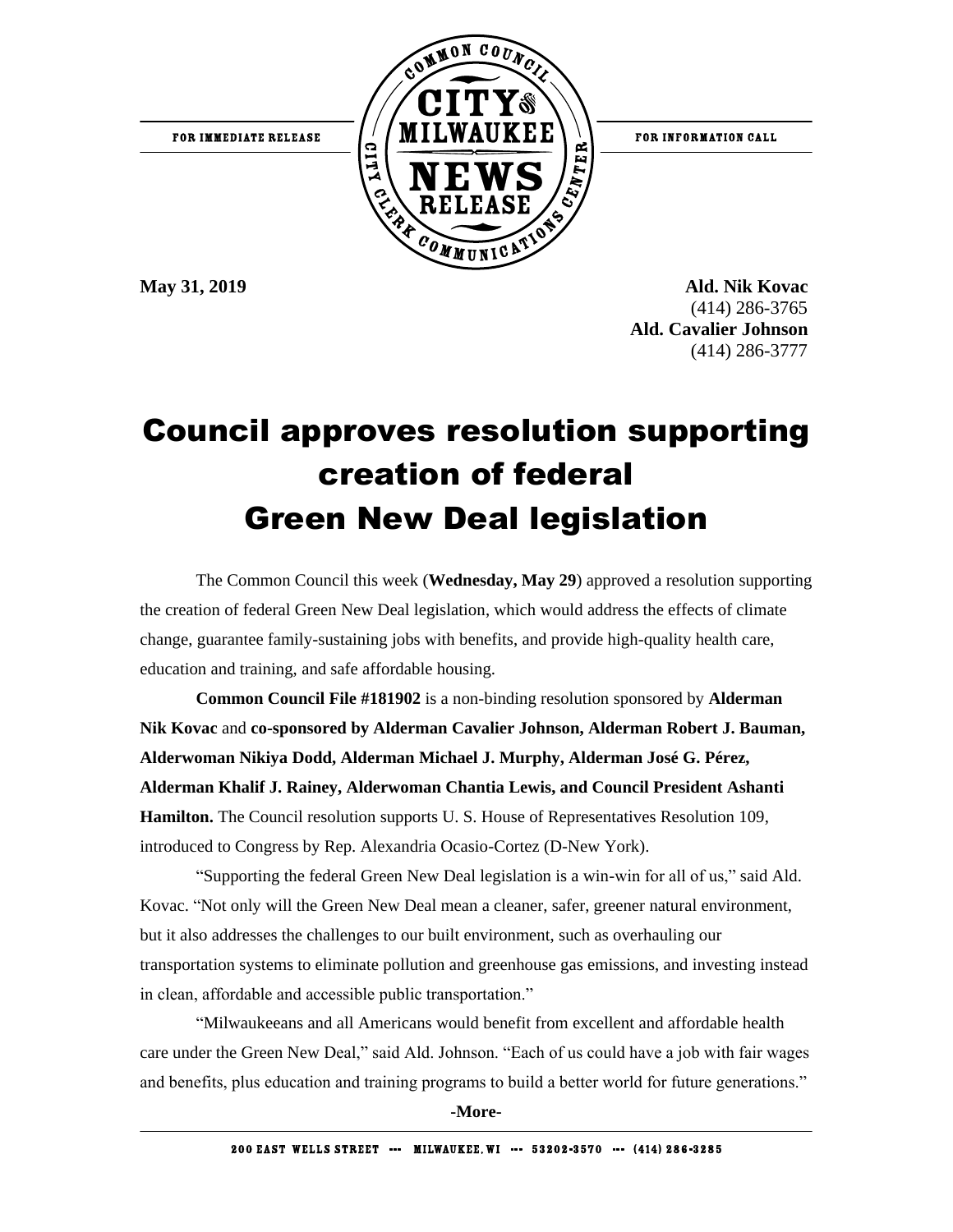FOR IMMEDIATE RELEASE

COMMON COUNCIL CITY OF MILWAUKEE NEWS RELEASE CITY CLERK COMMUNICATIONS CENTER

FOR INFORMATION CALL

**May 31, 2019**

**Ald. Nik Kovac**
(414) 286-3765
**Ald. Cavalier Johnson**
(414) 286-3777

# Council approves resolution supporting creation of federal Green New Deal legislation

The Common Council this week (**Wednesday, May 29**) approved a resolution supporting the creation of federal Green New Deal legislation, which would address the effects of climate change, guarantee family-sustaining jobs with benefits, and provide high-quality health care, education and training, and safe affordable housing.

**Common Council File #181902** is a non-binding resolution sponsored by **Alderman Nik Kovac** and **co-sponsored by Alderman Cavalier Johnson, Alderman Robert J. Bauman, Alderwoman Nikiya Dodd, Alderman Michael J. Murphy, Alderman José G. Pérez, Alderman Khalif J. Rainey, Alderwoman Chantia Lewis, and Council President Ashanti Hamilton.** The Council resolution supports U. S. House of Representatives Resolution 109, introduced to Congress by Rep. Alexandria Ocasio-Cortez (D-New York).

"Supporting the federal Green New Deal legislation is a win-win for all of us," said Ald. Kovac. "Not only will the Green New Deal mean a cleaner, safer, greener natural environment, but it also addresses the challenges to our built environment, such as overhauling our transportation systems to eliminate pollution and greenhouse gas emissions, and investing instead in clean, affordable and accessible public transportation."

"Milwaukeeans and all Americans would benefit from excellent and affordable health care under the Green New Deal," said Ald. Johnson. "Each of us could have a job with fair wages and benefits, plus education and training programs to build a better world for future generations."

**-More-**

200 EAST WELLS STREET --- MILWAUKEE, WI --- 53202-3570 --- (414) 286-3285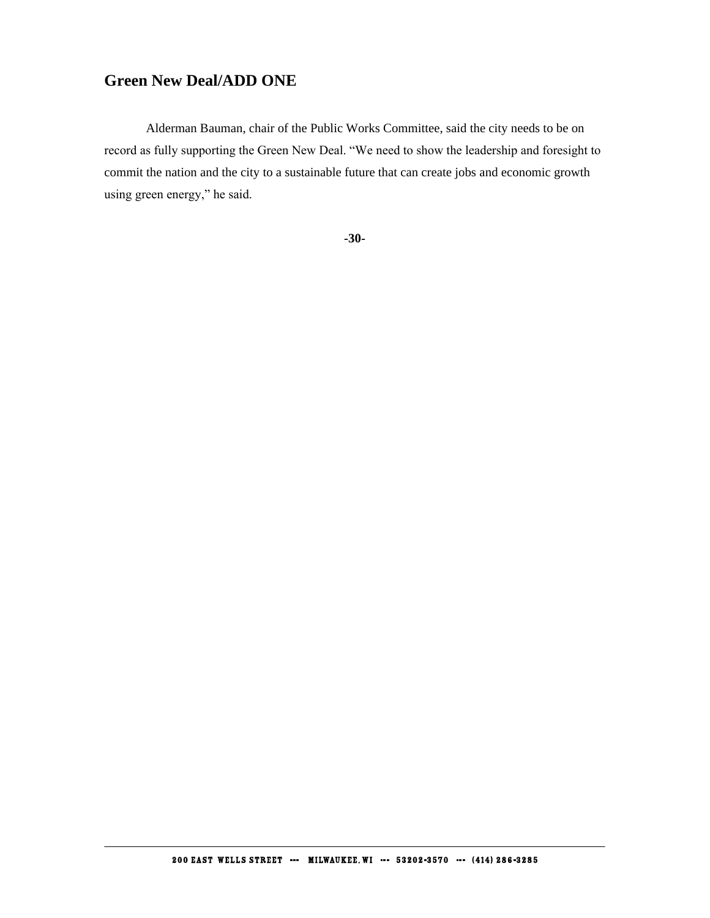## Green New Deal/ADD ONE

Alderman Bauman, chair of the Public Works Committee, said the city needs to be on record as fully supporting the Green New Deal. "We need to show the leadership and foresight to commit the nation and the city to a sustainable future that can create jobs and economic growth using green energy," he said.

**-30-**